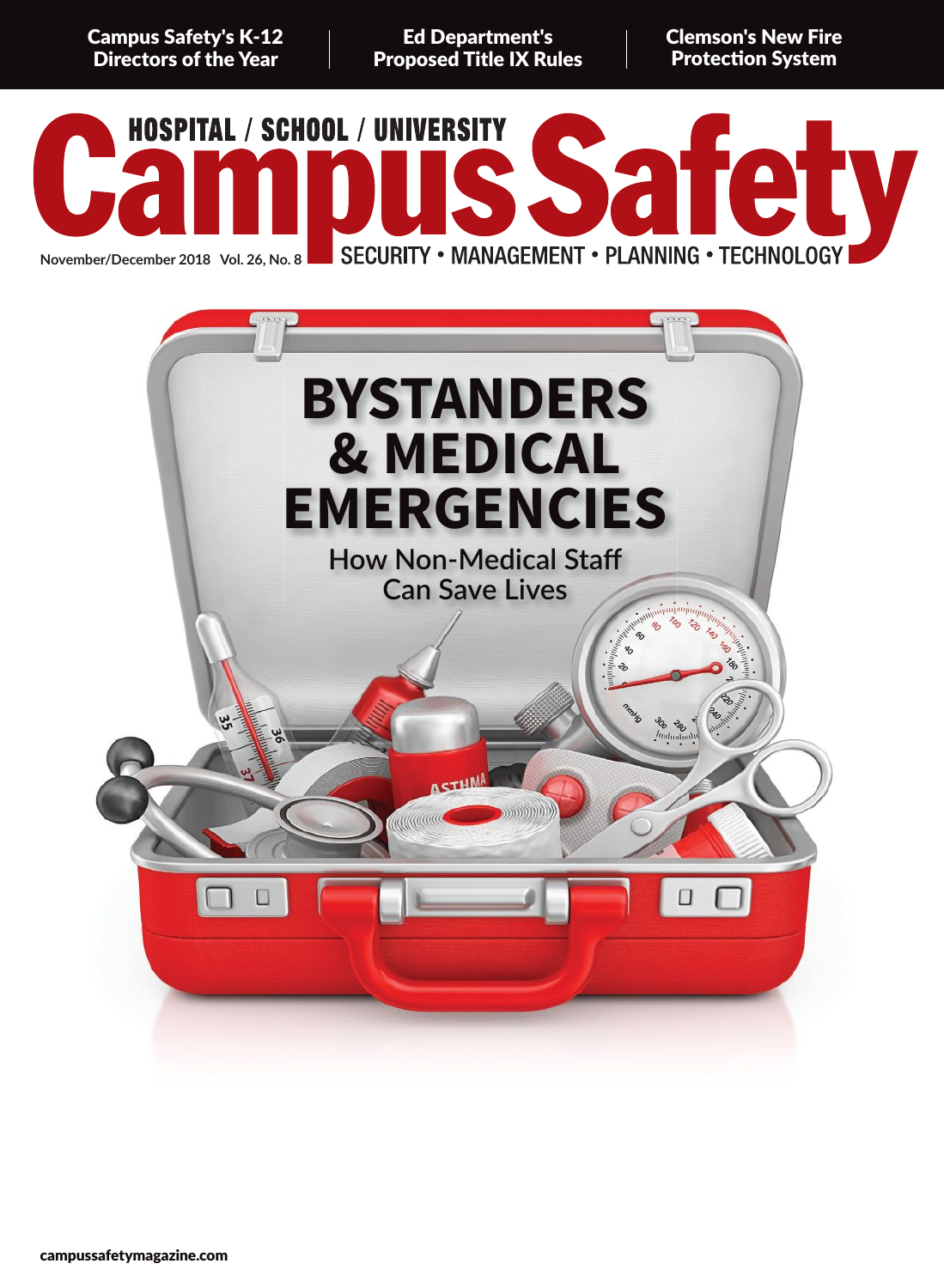Campus Safety's K-12 Directors of the Year | Ed Department's Proposed Title IX Rules | Clemson's New Fire Protection System

HOSPITAL / SCHOOL / UNIVERSITY

# Campus Safety

November/December 2018 Vol. 26, No. 8

SECURITY • MANAGEMENT • PLANNING • TECHNOLOGY

## BYSTANDERS & MEDICAL EMERGENCIES

### How Non-Medical Staff Can Save Lives

campussafetymagazine.com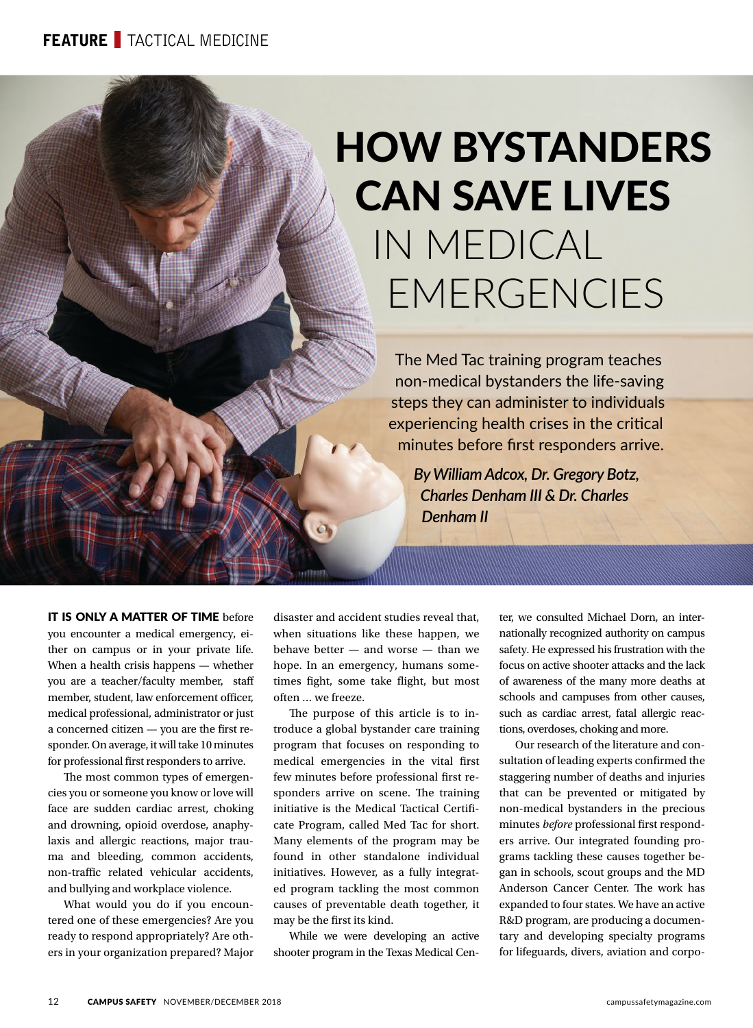# HOW BYSTANDERS CAN SAVE LIVES IN MEDICAL EMERGENCIES

The Med Tac training program teaches non-medical bystanders the life-saving steps they can administer to individuals experiencing health crises in the critical minutes before first responders arrive.

*By William Adcox, Dr. Gregory Botz, Charles Denham III & Dr. Charles Denham II*

**IT IS ONLY A MATTER OF TIME** before you encounter a medical emergency, either on campus or in your private life. When a health crisis happens — whether you are a teacher/faculty member, staff member, student, law enforcement officer, medical professional, administrator or just a concerned citizen — you are the first responder. On average, it will take 10 minutes for professional first responders to arrive.

The most common types of emergencies you or someone you know or love will face are sudden cardiac arrest, choking and drowning, opioid overdose, anaphylaxis and allergic reactions, major trauma and bleeding, common accidents, non-traffic related vehicular accidents, and bullying and workplace violence.

What would you do if you encountered one of these emergencies? Are you ready to respond appropriately? Are others in your organization prepared? Major disaster and accident studies reveal that, when situations like these happen, we behave better — and worse — than we hope. In an emergency, humans sometimes fight, some take flight, but most often … we freeze.

The purpose of this article is to introduce a global bystander care training program that focuses on responding to medical emergencies in the vital first few minutes before professional first responders arrive on scene. The training initiative is the Medical Tactical Certificate Program, called Med Tac for short. Many elements of the program may be found in other standalone individual initiatives. However, as a fully integrated program tackling the most common causes of preventable death together, it may be the first its kind.

While we were developing an active shooter program in the Texas Medical Center, we consulted Michael Dorn, an internationally recognized authority on campus safety. He expressed his frustration with the focus on active shooter attacks and the lack of awareness of the many more deaths at schools and campuses from other causes, such as cardiac arrest, fatal allergic reactions, overdoses, choking and more.

Our research of the literature and consultation of leading experts confirmed the staggering number of deaths and injuries that can be prevented or mitigated by non-medical bystanders in the precious minutes *before* professional first responders arrive. Our integrated founding programs tackling these causes together began in schools, scout groups and the MD Anderson Cancer Center. The work has expanded to four states. We have an active R&D program, are producing a documentary and developing specialty programs for lifeguards, divers, aviation and corpo-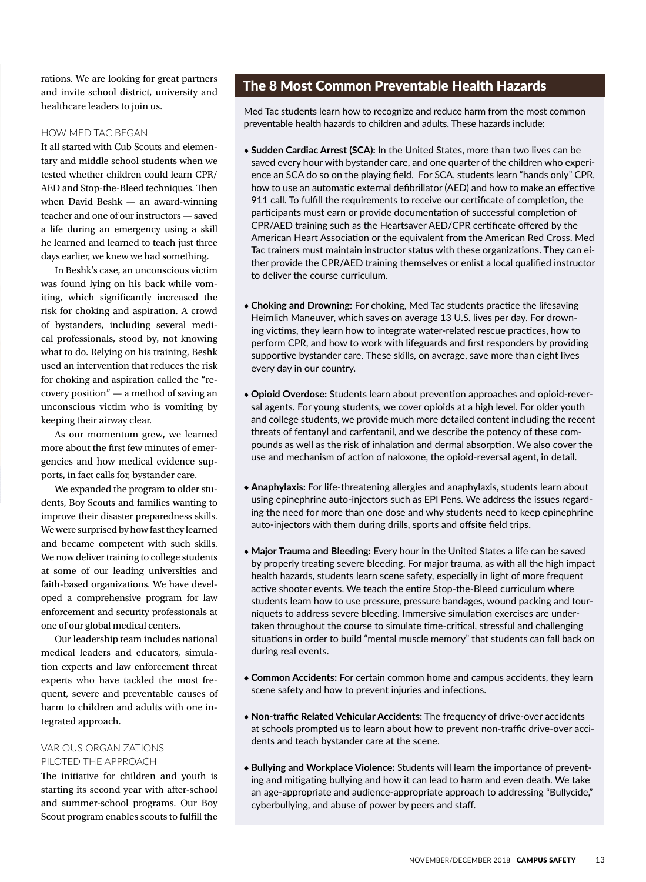rations. We are looking for great partners and invite school district, university and healthcare leaders to join us.

### HOW MED TAC BEGAN

It all started with Cub Scouts and elementary and middle school students when we tested whether children could learn CPR/AED and Stop-the-Bleed techniques. Then when David Beshk — an award-winning teacher and one of our instructors — saved a life during an emergency using a skill he learned and learned to teach just three days earlier, we knew we had something.

In Beshk's case, an unconscious victim was found lying on his back while vomiting, which significantly increased the risk for choking and aspiration. A crowd of bystanders, including several medical professionals, stood by, not knowing what to do. Relying on his training, Beshk used an intervention that reduces the risk for choking and aspiration called the "recovery position" — a method of saving an unconscious victim who is vomiting by keeping their airway clear.

As our momentum grew, we learned more about the first few minutes of emergencies and how medical evidence supports, in fact calls for, bystander care.

We expanded the program to older students, Boy Scouts and families wanting to improve their disaster preparedness skills. We were surprised by how fast they learned and became competent with such skills. We now deliver training to college students at some of our leading universities and faith-based organizations. We have developed a comprehensive program for law enforcement and security professionals at one of our global medical centers.

Our leadership team includes national medical leaders and educators, simulation experts and law enforcement threat experts who have tackled the most frequent, severe and preventable causes of harm to children and adults with one integrated approach.

### VARIOUS ORGANIZATIONS PILOTED THE APPROACH

The initiative for children and youth is starting its second year with after-school and summer-school programs. Our Boy Scout program enables scouts to fulfill the

## The 8 Most Common Preventable Health Hazards

Med Tac students learn how to recognize and reduce harm from the most common preventable health hazards to children and adults. These hazards include:

- **Sudden Cardiac Arrest (SCA):** In the United States, more than two lives can be saved every hour with bystander care, and one quarter of the children who experience an SCA do so on the playing field. For SCA, students learn "hands only" CPR, how to use an automatic external defibrillator (AED) and how to make an effective 911 call. To fulfill the requirements to receive our certificate of completion, the participants must earn or provide documentation of successful completion of CPR/AED training such as the Heartsaver AED/CPR certificate offered by the American Heart Association or the equivalent from the American Red Cross. Med Tac trainers must maintain instructor status with these organizations. They can either provide the CPR/AED training themselves or enlist a local qualified instructor to deliver the course curriculum.

- **Choking and Drowning:** For choking, Med Tac students practice the lifesaving Heimlich Maneuver, which saves on average 13 U.S. lives per day. For drowning victims, they learn how to integrate water-related rescue practices, how to perform CPR, and how to work with lifeguards and first responders by providing supportive bystander care. These skills, on average, save more than eight lives every day in our country.

- **Opioid Overdose:** Students learn about prevention approaches and opioid-reversal agents. For young students, we cover opioids at a high level. For older youth and college students, we provide much more detailed content including the recent threats of fentanyl and carfentanil, and we describe the potency of these compounds as well as the risk of inhalation and dermal absorption. We also cover the use and mechanism of action of naloxone, the opioid-reversal agent, in detail.

- **Anaphylaxis:** For life-threatening allergies and anaphylaxis, students learn about using epinephrine auto-injectors such as EPI Pens. We address the issues regarding the need for more than one dose and why students need to keep epinephrine auto-injectors with them during drills, sports and offsite field trips.

- **Major Trauma and Bleeding:** Every hour in the United States a life can be saved by properly treating severe bleeding. For major trauma, as with all the high impact health hazards, students learn scene safety, especially in light of more frequent active shooter events. We teach the entire Stop-the-Bleed curriculum where students learn how to use pressure, pressure bandages, wound packing and tourniquets to address severe bleeding. Immersive simulation exercises are undertaken throughout the course to simulate time-critical, stressful and challenging situations in order to build "mental muscle memory" that students can fall back on during real events.

- **Common Accidents:** For certain common home and campus accidents, they learn scene safety and how to prevent injuries and infections.

- **Non-traffic Related Vehicular Accidents:** The frequency of drive-over accidents at schools prompted us to learn about how to prevent non-traffic drive-over accidents and teach bystander care at the scene.

- **Bullying and Workplace Violence:** Students will learn the importance of preventing and mitigating bullying and how it can lead to harm and even death. We take an age-appropriate and audience-appropriate approach to addressing "Bullycide," cyberbullying, and abuse of power by peers and staff.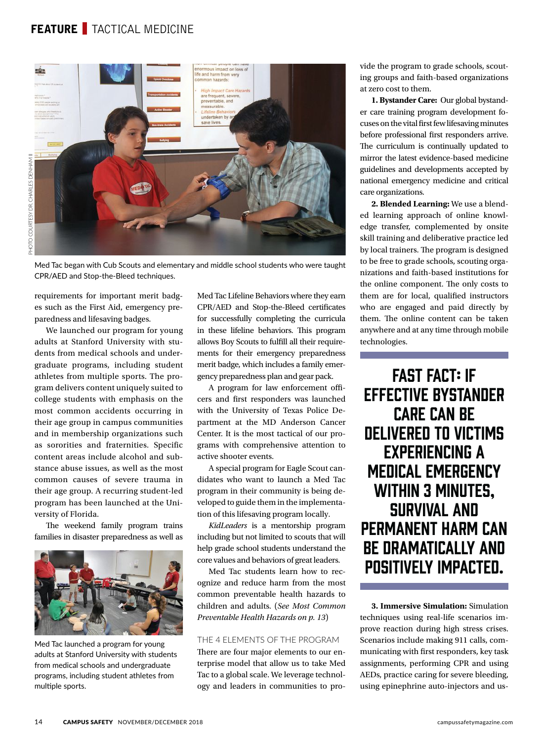PHOTO COURTESY DR. CHARLES DENHAM II

Med Tac began with Cub Scouts and elementary and middle school students who were taught CPR/AED and Stop-the-Bleed techniques.

requirements for important merit badges such as the First Aid, emergency preparedness and lifesaving badges.

We launched our program for young adults at Stanford University with students from medical schools and undergraduate programs, including student athletes from multiple sports. This program delivers content uniquely suited to college students with emphasis on the most common accidents occurring in their age group in campus communities and in membership organizations such as sororities and fraternities. Specific content areas include alcohol and substance abuse issues, as well as the most common causes of severe trauma in their age group. A recurring student-led program has been launched at the University of Florida.

The weekend family program trains families in disaster preparedness as well as Med Tac Lifeline Behaviors where they earn CPR/AED and Stop-the-Bleed certificates for successfully completing the curricula in these lifeline behaviors. This program allows Boy Scouts to fulfill all their requirements for their emergency preparedness merit badge, which includes a family emergency preparedness plan and gear pack.

Med Tac launched a program for young adults at Stanford University with students from medical schools and undergraduate programs, including student athletes from multiple sports.

A program for law enforcement officers and first responders was launched with the University of Texas Police Department at the MD Anderson Cancer Center. It is the most tactical of our programs with comprehensive attention to active shooter events.

A special program for Eagle Scout candidates who want to launch a Med Tac program in their community is being developed to guide them in the implementation of this lifesaving program locally.

*KidLeaders* is a mentorship program including but not limited to scouts that will help grade school students understand the core values and behaviors of great leaders.

Med Tac students learn how to recognize and reduce harm from the most common preventable health hazards to children and adults. (*See Most Common Preventable Health Hazards on p. 13*)

## THE 4 ELEMENTS OF THE PROGRAM

There are four major elements to our enterprise model that allow us to take Med Tac to a global scale. We leverage technology and leaders in communities to provide the program to grade schools, scouting groups and faith-based organizations at zero cost to them.

**1. Bystander Care:** Our global bystander care training program development focuses on the vital first few lifesaving minutes before professional first responders arrive. The curriculum is continually updated to mirror the latest evidence-based medicine guidelines and developments accepted by national emergency medicine and critical care organizations.

**2. Blended Learning:** We use a blended learning approach of online knowledge transfer, complemented by onsite skill training and deliberative practice led by local trainers. The program is designed to be free to grade schools, scouting organizations and faith-based institutions for the online component. The only costs to them are for local, qualified instructors who are engaged and paid directly by them. The online content can be taken anywhere and at any time through mobile technologies.

**FAST FACT: IF EFFECTIVE BYSTANDER CARE CAN BE DELIVERED TO VICTIMS EXPERIENCING A MEDICAL EMERGENCY WITHIN 3 MINUTES, SURVIVAL AND PERMANENT HARM CAN BE DRAMATICALLY AND POSITIVELY IMPACTED.**

**3. Immersive Simulation:** Simulation techniques using real-life scenarios improve reaction during high stress crises. Scenarios include making 911 calls, communicating with first responders, key task assignments, performing CPR and using AEDs, practice caring for severe bleeding, using epinephrine auto-injectors and us-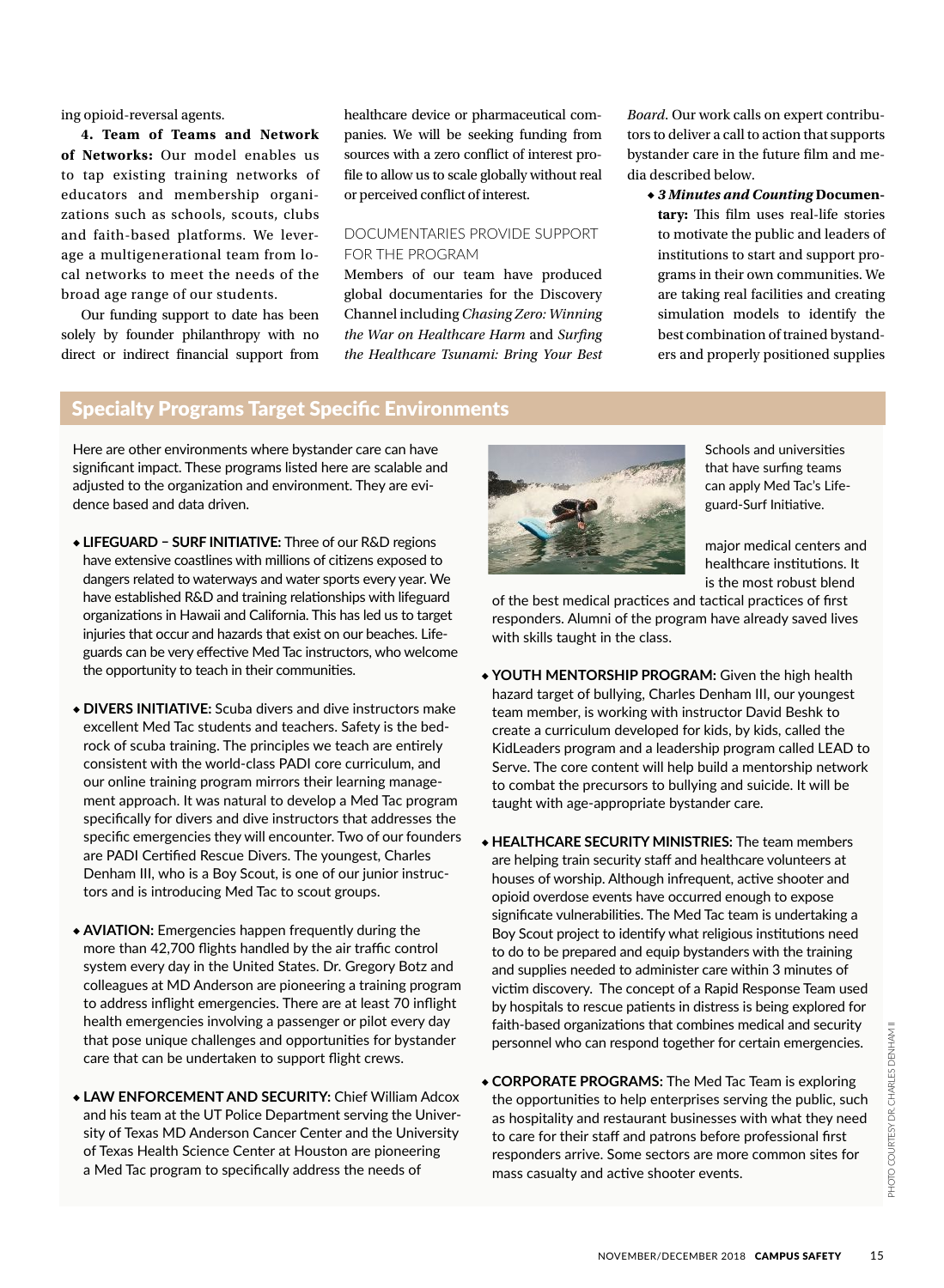ing opioid-reversal agents.

**4. Team of Teams and Network of Networks:** Our model enables us to tap existing training networks of educators and membership organizations such as schools, scouts, clubs and faith-based platforms. We leverage a multigenerational team from local networks to meet the needs of the broad age range of our students.

Our funding support to date has been solely by founder philanthropy with no direct or indirect financial support from healthcare device or pharmaceutical companies. We will be seeking funding from sources with a zero conflict of interest profile to allow us to scale globally without real or perceived conflict of interest.

## DOCUMENTARIES PROVIDE SUPPORT FOR THE PROGRAM

Members of our team have produced global documentaries for the Discovery Channel including *Chasing Zero: Winning the War on Healthcare Harm* and *Surfing the Healthcare Tsunami: Bring Your Best Board*. Our work calls on expert contributors to deliver a call to action that supports bystander care in the future film and media described below.

- ***3 Minutes and Counting* Documentary:** This film uses real-life stories to motivate the public and leaders of institutions to start and support programs in their own communities. We are taking real facilities and creating simulation models to identify the best combination of trained bystanders and properly positioned supplies

## Specialty Programs Target Specific Environments

Here are other environments where bystander care can have significant impact. These programs listed here are scalable and adjusted to the organization and environment. They are evidence based and data driven.

- **LIFEGUARD – SURF INITIATIVE:** Three of our R&D regions have extensive coastlines with millions of citizens exposed to dangers related to waterways and water sports every year. We have established R&D and training relationships with lifeguard organizations in Hawaii and California. This has led us to target injuries that occur and hazards that exist on our beaches. Lifeguards can be very effective Med Tac instructors, who welcome the opportunity to teach in their communities.

- **DIVERS INITIATIVE:** Scuba divers and dive instructors make excellent Med Tac students and teachers. Safety is the bedrock of scuba training. The principles we teach are entirely consistent with the world-class PADI core curriculum, and our online training program mirrors their learning management approach. It was natural to develop a Med Tac program specifically for divers and dive instructors that addresses the specific emergencies they will encounter. Two of our founders are PADI Certified Rescue Divers. The youngest, Charles Denham III, who is a Boy Scout, is one of our junior instructors and is introducing Med Tac to scout groups.

- **AVIATION:** Emergencies happen frequently during the more than 42,700 flights handled by the air traffic control system every day in the United States. Dr. Gregory Botz and colleagues at MD Anderson are pioneering a training program to address inflight emergencies. There are at least 70 inflight health emergencies involving a passenger or pilot every day that pose unique challenges and opportunities for bystander care that can be undertaken to support flight crews.

- **LAW ENFORCEMENT AND SECURITY:** Chief William Adcox and his team at the UT Police Department serving the University of Texas MD Anderson Cancer Center and the University of Texas Health Science Center at Houston are pioneering a Med Tac program to specifically address the needs of major medical centers and healthcare institutions. It is the most robust blend of the best medical practices and tactical practices of first responders. Alumni of the program have already saved lives with skills taught in the class.

Schools and universities that have surfing teams can apply Med Tac's Lifeguard-Surf Initiative.

- **YOUTH MENTORSHIP PROGRAM:** Given the high health hazard target of bullying, Charles Denham III, our youngest team member, is working with instructor David Beshk to create a curriculum developed for kids, by kids, called the KidLeaders program and a leadership program called LEAD to Serve. The core content will help build a mentorship network to combat the precursors to bullying and suicide. It will be taught with age-appropriate bystander care.

- **HEALTHCARE SECURITY MINISTRIES:** The team members are helping train security staff and healthcare volunteers at houses of worship. Although infrequent, active shooter and opioid overdose events have occurred enough to expose significate vulnerabilities. The Med Tac team is undertaking a Boy Scout project to identify what religious institutions need to do to be prepared and equip bystanders with the training and supplies needed to administer care within 3 minutes of victim discovery. The concept of a Rapid Response Team used by hospitals to rescue patients in distress is being explored for faith-based organizations that combines medical and security personnel who can respond together for certain emergencies.

- **CORPORATE PROGRAMS:** The Med Tac Team is exploring the opportunities to help enterprises serving the public, such as hospitality and restaurant businesses with what they need to care for their staff and patrons before professional first responders arrive. Some sectors are more common sites for mass casualty and active shooter events.

PHOTO COURTESY DR. CHARLES DENHAM II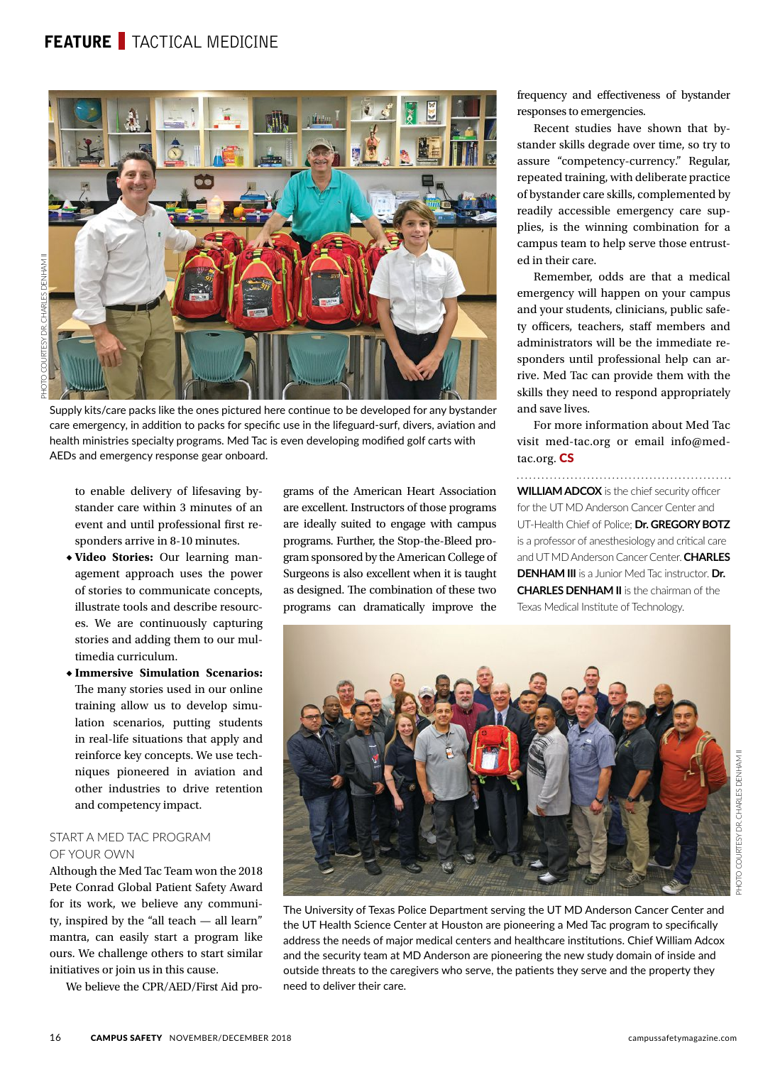Supply kits/care packs like the ones pictured here continue to be developed for any bystander care emergency, in addition to packs for specific use in the lifeguard-surf, divers, aviation and health ministries specialty programs. Med Tac is even developing modified golf carts with AEDs and emergency response gear onboard.

PHOTO COURTESY DR. CHARLES DENHAM II

to enable delivery of lifesaving bystander care within 3 minutes of an event and until professional first responders arrive in 8-10 minutes.

- **Video Stories:** Our learning management approach uses the power of stories to communicate concepts, illustrate tools and describe resources. We are continuously capturing stories and adding them to our multimedia curriculum.
- **Immersive Simulation Scenarios:** The many stories used in our online training allow us to develop simulation scenarios, putting students in real-life situations that apply and reinforce key concepts. We use techniques pioneered in aviation and other industries to drive retention and competency impact.

## START A MED TAC PROGRAM OF YOUR OWN

Although the Med Tac Team won the 2018 Pete Conrad Global Patient Safety Award for its work, we believe any community, inspired by the "all teach — all learn" mantra, can easily start a program like ours. We challenge others to start similar initiatives or join us in this cause.

We believe the CPR/AED/First Aid programs of the American Heart Association are excellent. Instructors of those programs are ideally suited to engage with campus programs. Further, the Stop-the-Bleed program sponsored by the American College of Surgeons is also excellent when it is taught as designed. The combination of these two programs can dramatically improve the frequency and effectiveness of bystander responses to emergencies.

Recent studies have shown that bystander skills degrade over time, so try to assure "competency-currency." Regular, repeated training, with deliberate practice of bystander care skills, complemented by readily accessible emergency care supplies, is the winning combination for a campus team to help serve those entrusted in their care.

Remember, odds are that a medical emergency will happen on your campus and your students, clinicians, public safety officers, teachers, staff members and administrators will be the immediate responders until professional help can arrive. Med Tac can provide them with the skills they need to respond appropriately and save lives.

For more information about Med Tac visit med-tac.org or email info@med-tac.org. **CS**

**WILLIAM ADCOX** is the chief security officer for the UT MD Anderson Cancer Center and UT-Health Chief of Police; **Dr. GREGORY BOTZ** is a professor of anesthesiology and critical care and UT MD Anderson Cancer Center. **CHARLES DENHAM III** is a Junior Med Tac instructor. **Dr. CHARLES DENHAM II** is the chairman of the Texas Medical Institute of Technology.

PHOTO COURTESY DR. CHARLES DENHAM II

The University of Texas Police Department serving the UT MD Anderson Cancer Center and the UT Health Science Center at Houston are pioneering a Med Tac program to specifically address the needs of major medical centers and healthcare institutions. Chief William Adcox and the security team at MD Anderson are pioneering the new study domain of inside and outside threats to the caregivers who serve, the patients they serve and the property they need to deliver their care.